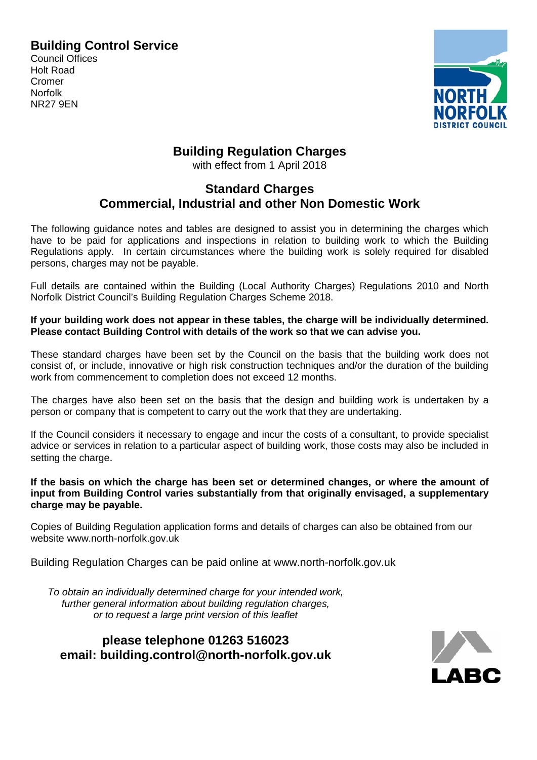## Building Control Service

Council Offices
Holt Road
Cromer
Norfolk
NR27 9EN

# Building Regulation Charges

with effect from 1 April 2018

## Standard Charges
## Commercial, Industrial and other Non Domestic Work

The following guidance notes and tables are designed to assist you in determining the charges which have to be paid for applications and inspections in relation to building work to which the Building Regulations apply. In certain circumstances where the building work is solely required for disabled persons, charges may not be payable.

Full details are contained within the Building (Local Authority Charges) Regulations 2010 and North Norfolk District Council's Building Regulation Charges Scheme 2018.

**If your building work does not appear in these tables, the charge will be individually determined. Please contact Building Control with details of the work so that we can advise you.**

These standard charges have been set by the Council on the basis that the building work does not consist of, or include, innovative or high risk construction techniques and/or the duration of the building work from commencement to completion does not exceed 12 months.

The charges have also been set on the basis that the design and building work is undertaken by a person or company that is competent to carry out the work that they are undertaking.

If the Council considers it necessary to engage and incur the costs of a consultant, to provide specialist advice or services in relation to a particular aspect of building work, those costs may also be included in setting the charge.

**If the basis on which the charge has been set or determined changes, or where the amount of input from Building Control varies substantially from that originally envisaged, a supplementary charge may be payable.**

Copies of Building Regulation application forms and details of charges can also be obtained from our website www.north-norfolk.gov.uk

Building Regulation Charges can be paid online at www.north-norfolk.gov.uk

*To obtain an individually determined charge for your intended work, further general information about building regulation charges, or to request a large print version of this leaflet*

**please telephone 01263 516023**
**email: building.control@north-norfolk.gov.uk**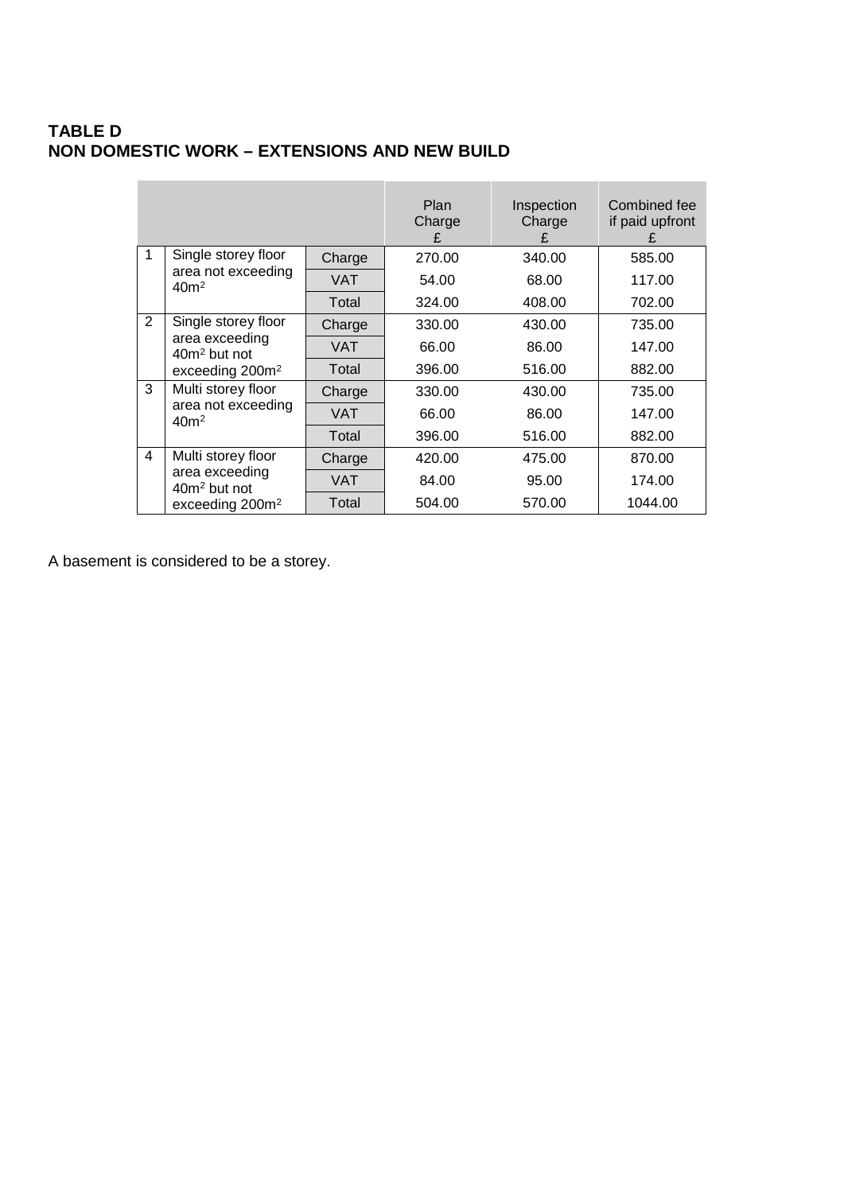**TABLE D**
**NON DOMESTIC WORK – EXTENSIONS AND NEW BUILD**

| | | | Plan Charge £ | Inspection Charge £ | Combined fee if paid upfront £ |
|---|---|---|---|---|---|
| 1 | Single storey floor area not exceeding $40m^2$ | Charge | 270.00 | 340.00 | 585.00 |
| | | VAT | 54.00 | 68.00 | 117.00 |
| | | Total | 324.00 | 408.00 | 702.00 |
| 2 | Single storey floor area exceeding $40m^2$ but not exceeding $200m^2$ | Charge | 330.00 | 430.00 | 735.00 |
| | | VAT | 66.00 | 86.00 | 147.00 |
| | | Total | 396.00 | 516.00 | 882.00 |
| 3 | Multi storey floor area not exceeding $40m^2$ | Charge | 330.00 | 430.00 | 735.00 |
| | | VAT | 66.00 | 86.00 | 147.00 |
| | | Total | 396.00 | 516.00 | 882.00 |
| 4 | Multi storey floor area exceeding $40m^2$ but not exceeding $200m^2$ | Charge | 420.00 | 475.00 | 870.00 |
| | | VAT | 84.00 | 95.00 | 174.00 |
| | | Total | 504.00 | 570.00 | 1044.00 |

A basement is considered to be a storey.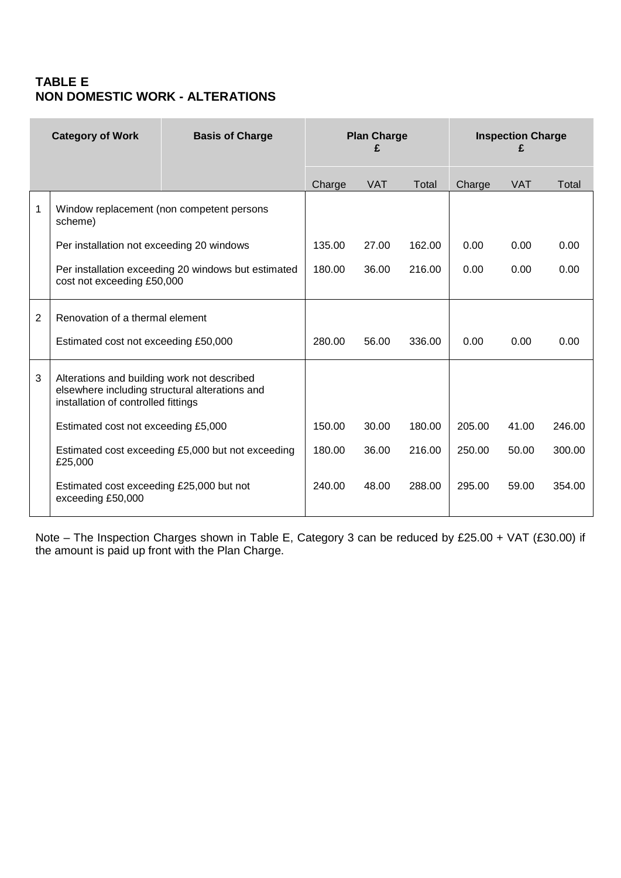**TABLE E**
**NON DOMESTIC WORK - ALTERATIONS**

| Category of Work | Basis of Charge | Plan Charge £ | | | Inspection Charge £ | | |
|---|---|---|---|---|---|---|---|
| | | Charge | VAT | Total | Charge | VAT | Total |
| 1 | Window replacement (non competent persons scheme) | | | | | | |
| | Per installation not exceeding 20 windows | 135.00 | 27.00 | 162.00 | 0.00 | 0.00 | 0.00 |
| | Per installation exceeding 20 windows but estimated cost not exceeding £50,000 | 180.00 | 36.00 | 216.00 | 0.00 | 0.00 | 0.00 |
| 2 | Renovation of a thermal element | | | | | | |
| | Estimated cost not exceeding £50,000 | 280.00 | 56.00 | 336.00 | 0.00 | 0.00 | 0.00 |
| 3 | Alterations and building work not described elsewhere including structural alterations and installation of controlled fittings | | | | | | |
| | Estimated cost not exceeding £5,000 | 150.00 | 30.00 | 180.00 | 205.00 | 41.00 | 246.00 |
| | Estimated cost exceeding £5,000 but not exceeding £25,000 | 180.00 | 36.00 | 216.00 | 250.00 | 50.00 | 300.00 |
| | Estimated cost exceeding £25,000 but not exceeding £50,000 | 240.00 | 48.00 | 288.00 | 295.00 | 59.00 | 354.00 |

Note – The Inspection Charges shown in Table E, Category 3 can be reduced by £25.00 + VAT (£30.00) if the amount is paid up front with the Plan Charge.